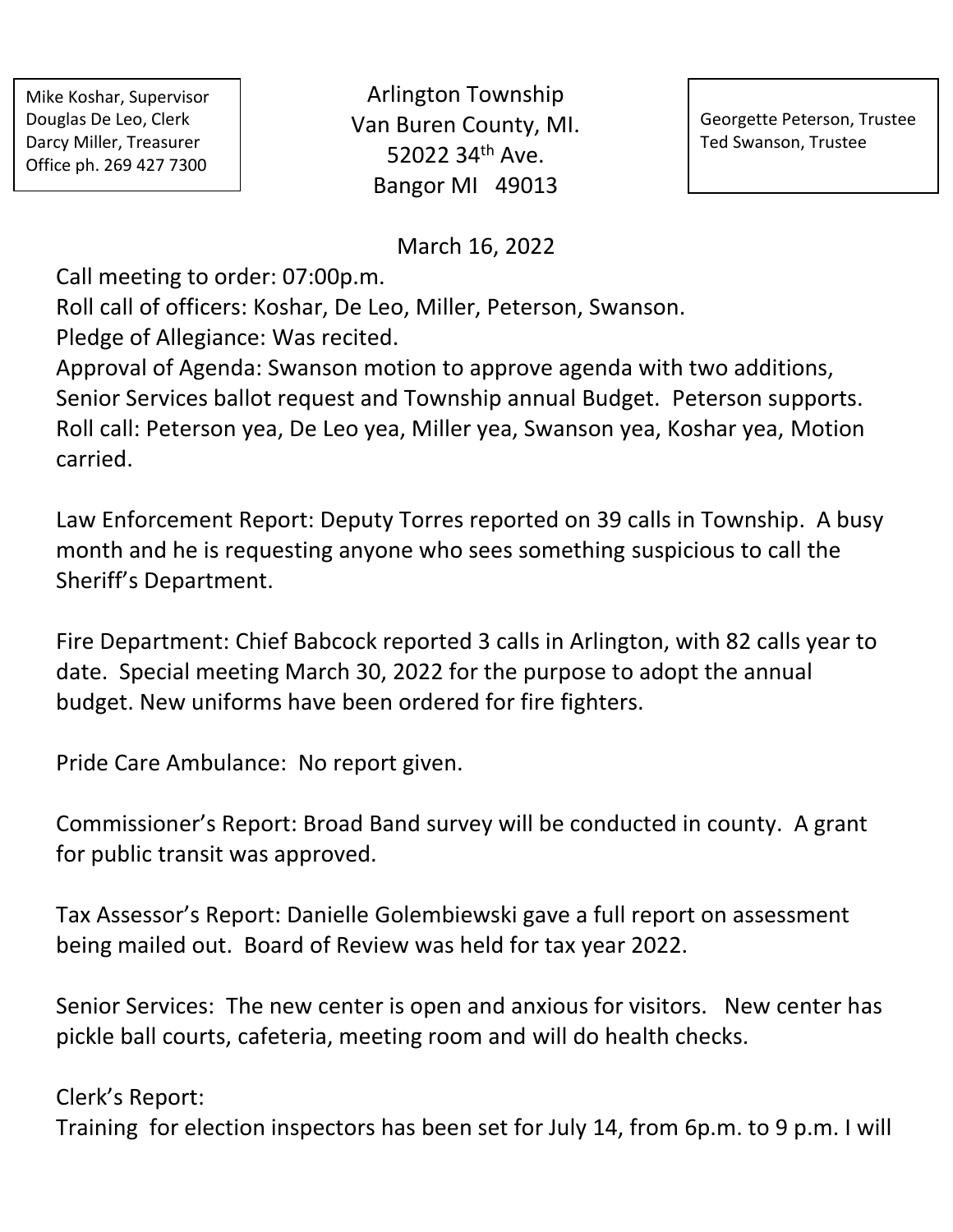Mike Koshar, Supervisor
Douglas De Leo, Clerk
Darcy Miller, Treasurer
Office ph. 269 427 7300

Arlington Township
Van Buren County, MI.
52022 34th Ave.
Bangor MI 49013

Georgette Peterson, Trustee
Ted Swanson, Trustee

March 16, 2022

Call meeting to order: 07:00p.m.
Roll call of officers: Koshar, De Leo, Miller, Peterson, Swanson.
Pledge of Allegiance: Was recited.
Approval of Agenda: Swanson motion to approve agenda with two additions, Senior Services ballot request and Township annual Budget. Peterson supports. Roll call: Peterson yea, De Leo yea, Miller yea, Swanson yea, Koshar yea, Motion carried.

Law Enforcement Report: Deputy Torres reported on 39 calls in Township. A busy month and he is requesting anyone who sees something suspicious to call the Sheriff's Department.

Fire Department: Chief Babcock reported 3 calls in Arlington, with 82 calls year to date. Special meeting March 30, 2022 for the purpose to adopt the annual budget. New uniforms have been ordered for fire fighters.

Pride Care Ambulance: No report given.

Commissioner's Report: Broad Band survey will be conducted in county. A grant for public transit was approved.

Tax Assessor's Report: Danielle Golembiewski gave a full report on assessment being mailed out. Board of Review was held for tax year 2022.

Senior Services: The new center is open and anxious for visitors. New center has pickle ball courts, cafeteria, meeting room and will do health checks.

Clerk's Report:
Training for election inspectors has been set for July 14, from 6p.m. to 9 p.m. I will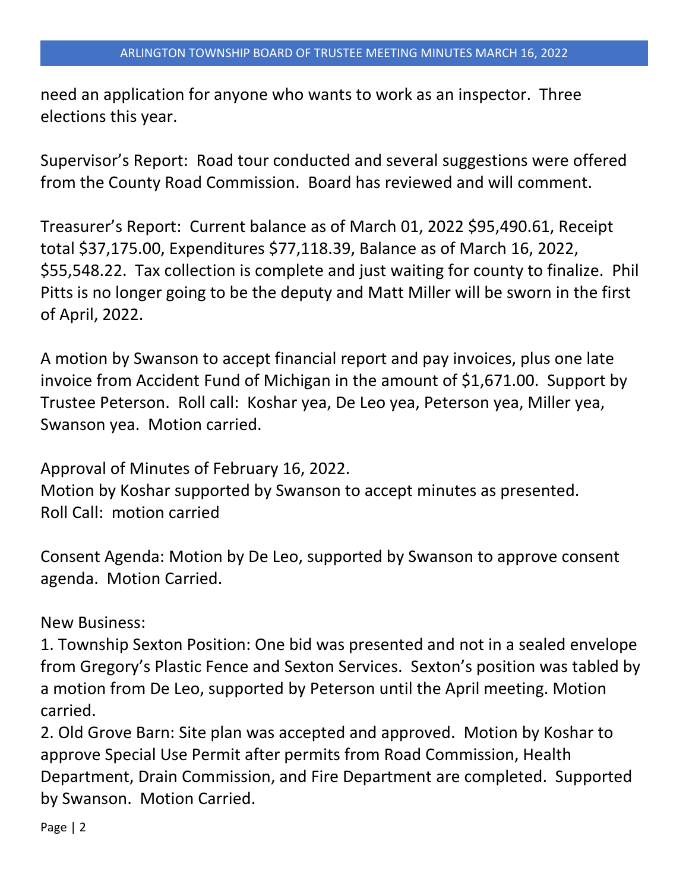need an application for anyone who wants to work as an inspector. Three elections this year.

Supervisor's Report: Road tour conducted and several suggestions were offered from the County Road Commission. Board has reviewed and will comment.

Treasurer's Report: Current balance as of March 01, 2022 $95,490.61, Receipt total $37,175.00, Expenditures $77,118.39, Balance as of March 16, 2022, $55,548.22. Tax collection is complete and just waiting for county to finalize. Phil Pitts is no longer going to be the deputy and Matt Miller will be sworn in the first of April, 2022.

A motion by Swanson to accept financial report and pay invoices, plus one late invoice from Accident Fund of Michigan in the amount of $1,671.00. Support by Trustee Peterson. Roll call: Koshar yea, De Leo yea, Peterson yea, Miller yea, Swanson yea. Motion carried.

Approval of Minutes of February 16, 2022.
Motion by Koshar supported by Swanson to accept minutes as presented.
Roll Call: motion carried

Consent Agenda: Motion by De Leo, supported by Swanson to approve consent agenda. Motion Carried.

New Business:
1. Township Sexton Position: One bid was presented and not in a sealed envelope from Gregory's Plastic Fence and Sexton Services. Sexton's position was tabled by a motion from De Leo, supported by Peterson until the April meeting. Motion carried.
2. Old Grove Barn: Site plan was accepted and approved. Motion by Koshar to approve Special Use Permit after permits from Road Commission, Health Department, Drain Commission, and Fire Department are completed. Supported by Swanson. Motion Carried.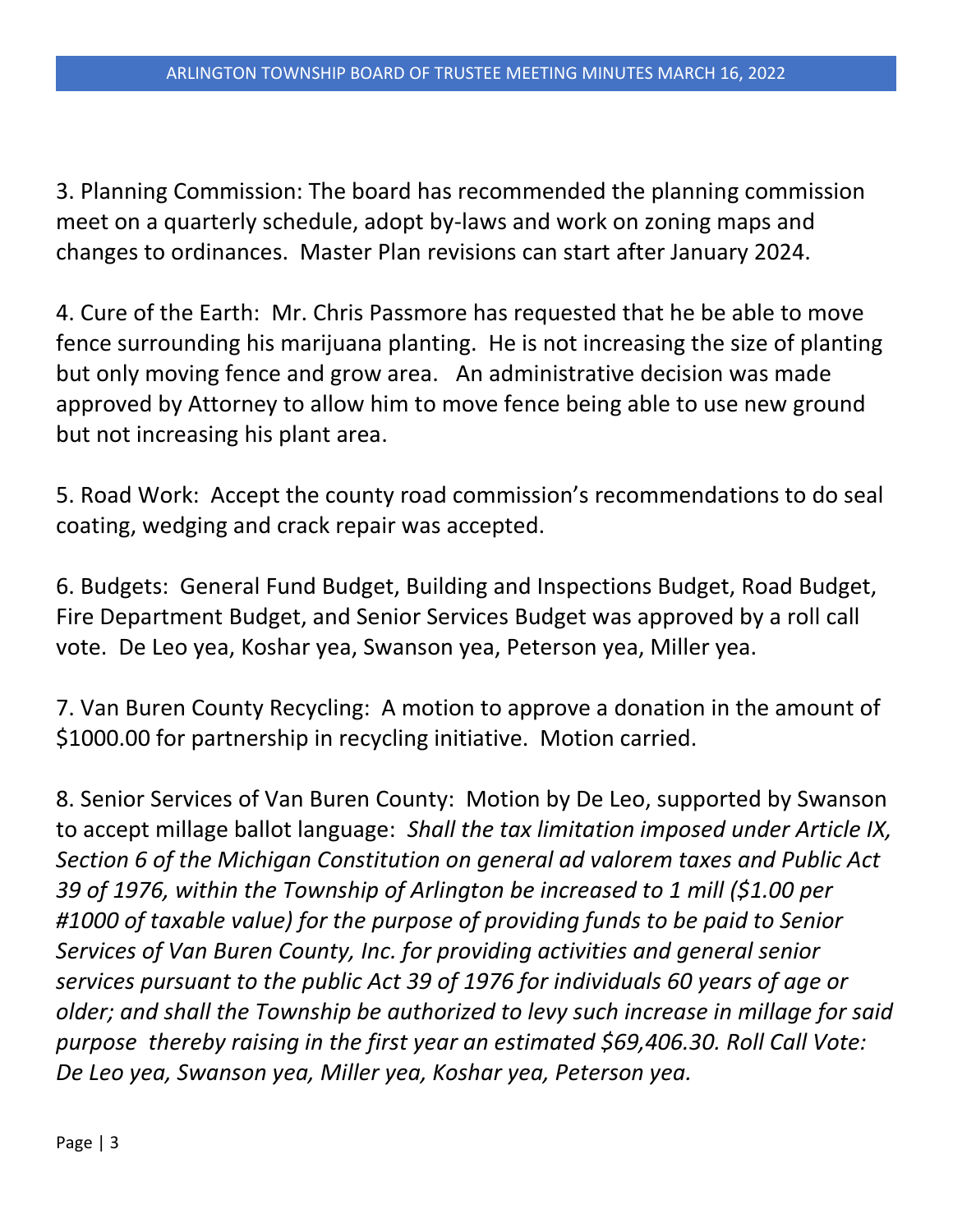3. Planning Commission: The board has recommended the planning commission meet on a quarterly schedule, adopt by-laws and work on zoning maps and changes to ordinances.  Master Plan revisions can start after January 2024.

4. Cure of the Earth:  Mr. Chris Passmore has requested that he be able to move fence surrounding his marijuana planting.  He is not increasing the size of planting but only moving fence and grow area.   An administrative decision was made approved by Attorney to allow him to move fence being able to use new ground but not increasing his plant area.

5. Road Work:  Accept the county road commission's recommendations to do seal coating, wedging and crack repair was accepted.

6. Budgets:  General Fund Budget, Building and Inspections Budget, Road Budget, Fire Department Budget, and Senior Services Budget was approved by a roll call vote.  De Leo yea, Koshar yea, Swanson yea, Peterson yea, Miller yea.

7. Van Buren County Recycling:  A motion to approve a donation in the amount of $1000.00 for partnership in recycling initiative.  Motion carried.

8. Senior Services of Van Buren County:  Motion by De Leo, supported by Swanson to accept millage ballot language:  *Shall the tax limitation imposed under Article IX, Section 6 of the Michigan Constitution on general ad valorem taxes and Public Act 39 of 1976, within the Township of Arlington be increased to 1 mill ($1.00 per #1000 of taxable value) for the purpose of providing funds to be paid to Senior Services of Van Buren County, Inc. for providing activities and general senior services pursuant to the public Act 39 of 1976 for individuals 60 years of age or older; and shall the Township be authorized to levy such increase in millage for said purpose  thereby raising in the first year an estimated $69,406.30. Roll Call Vote: De Leo yea, Swanson yea, Miller yea, Koshar yea, Peterson yea.*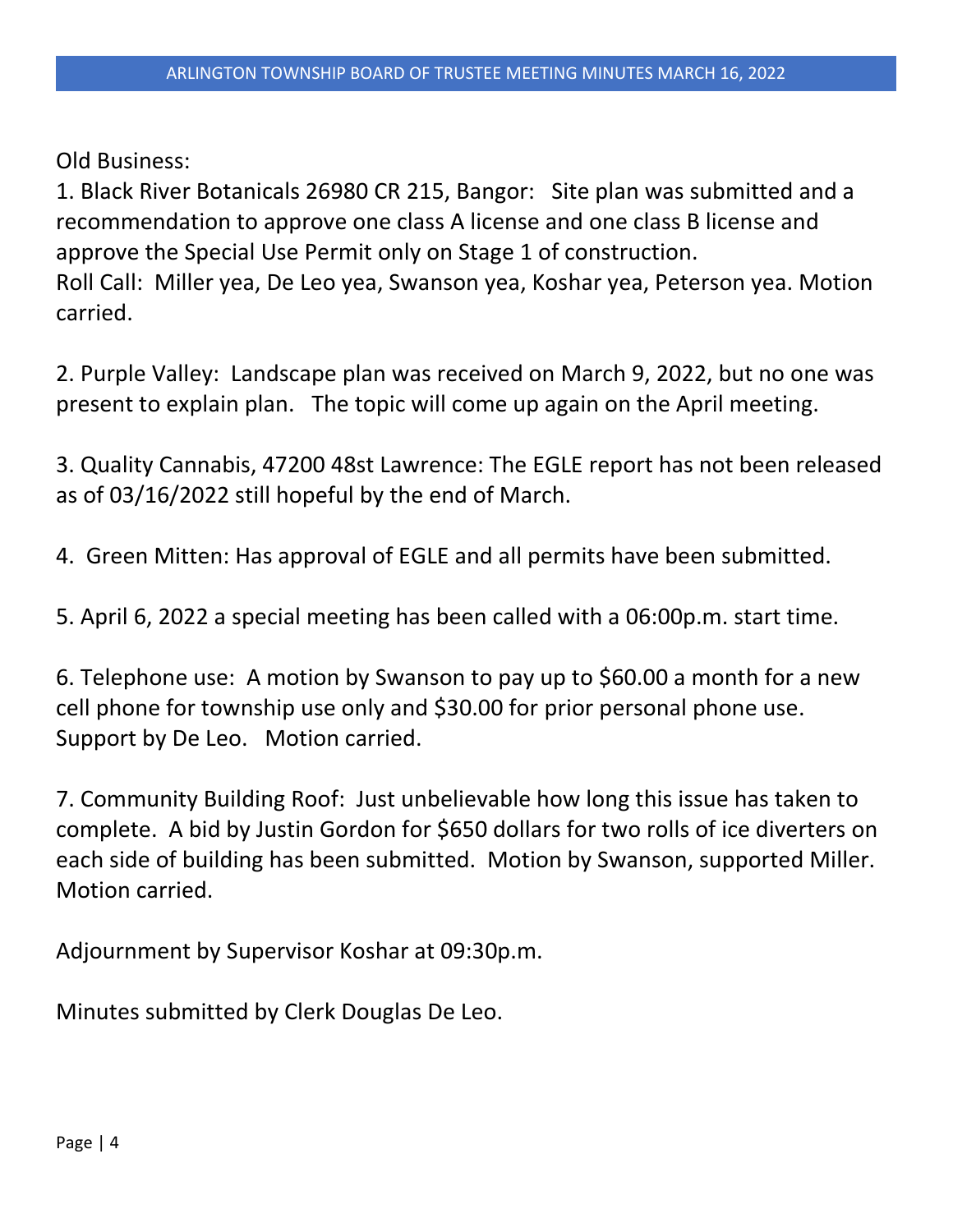Old Business:

1. Black River Botanicals 26980 CR 215, Bangor: Site plan was submitted and a recommendation to approve one class A license and one class B license and approve the Special Use Permit only on Stage 1 of construction.
Roll Call: Miller yea, De Leo yea, Swanson yea, Koshar yea, Peterson yea. Motion carried.

2. Purple Valley: Landscape plan was received on March 9, 2022, but no one was present to explain plan. The topic will come up again on the April meeting.

3. Quality Cannabis, 47200 48st Lawrence: The EGLE report has not been released as of 03/16/2022 still hopeful by the end of March.

4. Green Mitten: Has approval of EGLE and all permits have been submitted.

5. April 6, 2022 a special meeting has been called with a 06:00p.m. start time.

6. Telephone use: A motion by Swanson to pay up to $60.00 a month for a new cell phone for township use only and $30.00 for prior personal phone use. Support by De Leo. Motion carried.

7. Community Building Roof: Just unbelievable how long this issue has taken to complete. A bid by Justin Gordon for $650 dollars for two rolls of ice diverters on each side of building has been submitted. Motion by Swanson, supported Miller. Motion carried.

Adjournment by Supervisor Koshar at 09:30p.m.

Minutes submitted by Clerk Douglas De Leo.